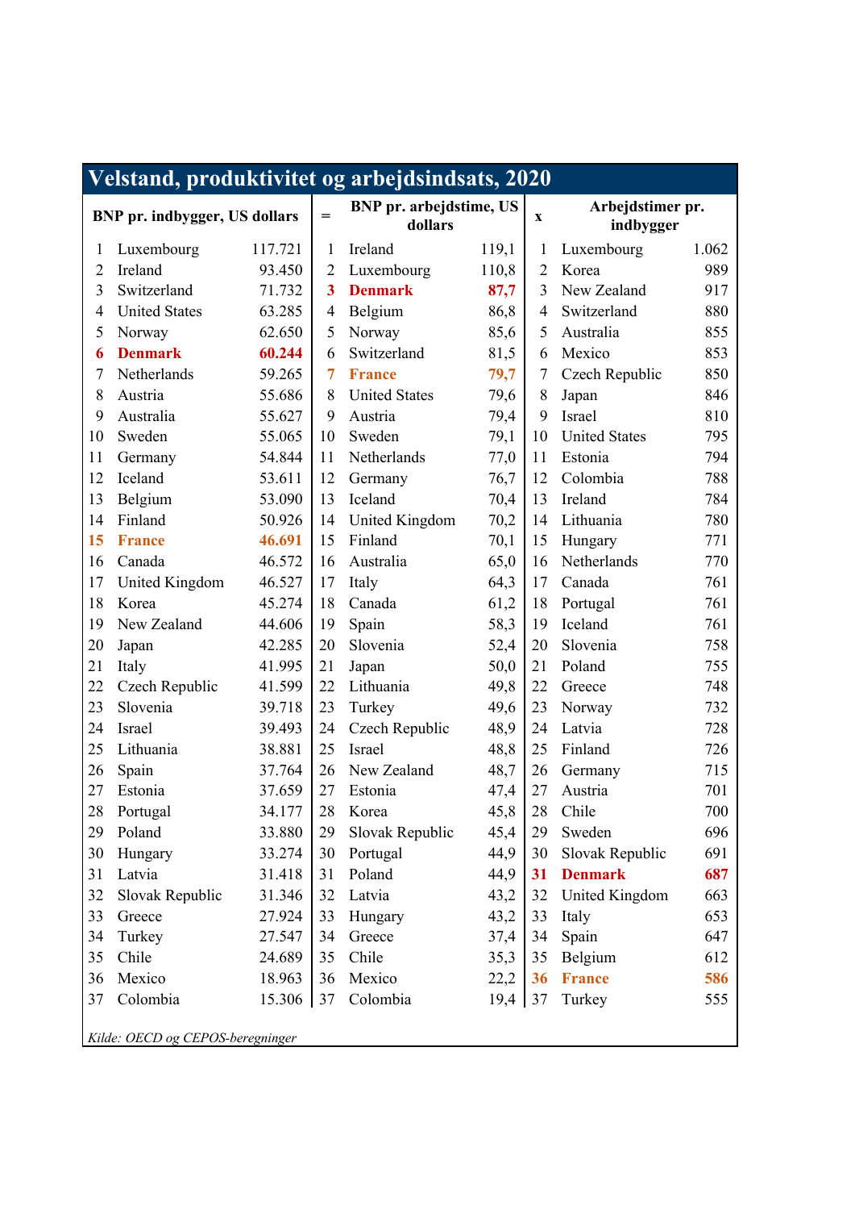## Velstand, produktivitet og arbejdsindsats, 2020

| | BNP pr. indbygger, US dollars | | = | | BNP pr. arbejdstime, US dollars | | x | | Arbejdstimer pr. indbygger | |
|---|---|---|---|---|---|---|---|---|---|---|
| 1 | Luxembourg | 117.721 | | 1 | Ireland | 119,1 | | 1 | Luxembourg | 1.062 |
| 2 | Ireland | 93.450 | | 2 | Luxembourg | 110,8 | | 2 | Korea | 989 |
| 3 | Switzerland | 71.732 | | **3** | **Denmark** | **87,7** | | 3 | New Zealand | 917 |
| 4 | United States | 63.285 | | 4 | Belgium | 86,8 | | 4 | Switzerland | 880 |
| 5 | Norway | 62.650 | | 5 | Norway | 85,6 | | 5 | Australia | 855 |
| **6** | **Denmark** | **60.244** | | 6 | Switzerland | 81,5 | | 6 | Mexico | 853 |
| 7 | Netherlands | 59.265 | | **7** | **France** | **79,7** | | 7 | Czech Republic | 850 |
| 8 | Austria | 55.686 | | 8 | United States | 79,6 | | 8 | Japan | 846 |
| 9 | Australia | 55.627 | | 9 | Austria | 79,4 | | 9 | Israel | 810 |
| 10 | Sweden | 55.065 | | 10 | Sweden | 79,1 | | 10 | United States | 795 |
| 11 | Germany | 54.844 | | 11 | Netherlands | 77,0 | | 11 | Estonia | 794 |
| 12 | Iceland | 53.611 | | 12 | Germany | 76,7 | | 12 | Colombia | 788 |
| 13 | Belgium | 53.090 | | 13 | Iceland | 70,4 | | 13 | Ireland | 784 |
| 14 | Finland | 50.926 | | 14 | United Kingdom | 70,2 | | 14 | Lithuania | 780 |
| **15** | **France** | **46.691** | | 15 | Finland | 70,1 | | 15 | Hungary | 771 |
| 16 | Canada | 46.572 | | 16 | Australia | 65,0 | | 16 | Netherlands | 770 |
| 17 | United Kingdom | 46.527 | | 17 | Italy | 64,3 | | 17 | Canada | 761 |
| 18 | Korea | 45.274 | | 18 | Canada | 61,2 | | 18 | Portugal | 761 |
| 19 | New Zealand | 44.606 | | 19 | Spain | 58,3 | | 19 | Iceland | 761 |
| 20 | Japan | 42.285 | | 20 | Slovenia | 52,4 | | 20 | Slovenia | 758 |
| 21 | Italy | 41.995 | | 21 | Japan | 50,0 | | 21 | Poland | 755 |
| 22 | Czech Republic | 41.599 | | 22 | Lithuania | 49,8 | | 22 | Greece | 748 |
| 23 | Slovenia | 39.718 | | 23 | Turkey | 49,6 | | 23 | Norway | 732 |
| 24 | Israel | 39.493 | | 24 | Czech Republic | 48,9 | | 24 | Latvia | 728 |
| 25 | Lithuania | 38.881 | | 25 | Israel | 48,8 | | 25 | Finland | 726 |
| 26 | Spain | 37.764 | | 26 | New Zealand | 48,7 | | 26 | Germany | 715 |
| 27 | Estonia | 37.659 | | 27 | Estonia | 47,4 | | 27 | Austria | 701 |
| 28 | Portugal | 34.177 | | 28 | Korea | 45,8 | | 28 | Chile | 700 |
| 29 | Poland | 33.880 | | 29 | Slovak Republic | 45,4 | | 29 | Sweden | 696 |
| 30 | Hungary | 33.274 | | 30 | Portugal | 44,9 | | 30 | Slovak Republic | 691 |
| 31 | Latvia | 31.418 | | 31 | Poland | 44,9 | | **31** | **Denmark** | **687** |
| 32 | Slovak Republic | 31.346 | | 32 | Latvia | 43,2 | | 32 | United Kingdom | 663 |
| 33 | Greece | 27.924 | | 33 | Hungary | 43,2 | | 33 | Italy | 653 |
| 34 | Turkey | 27.547 | | 34 | Greece | 37,4 | | 34 | Spain | 647 |
| 35 | Chile | 24.689 | | 35 | Chile | 35,3 | | 35 | Belgium | 612 |
| 36 | Mexico | 18.963 | | 36 | Mexico | 22,2 | | **36** | **France** | **586** |
| 37 | Colombia | 15.306 | | 37 | Colombia | 19,4 | | 37 | Turkey | 555 |

*Kilde: OECD og CEPOS-beregninger*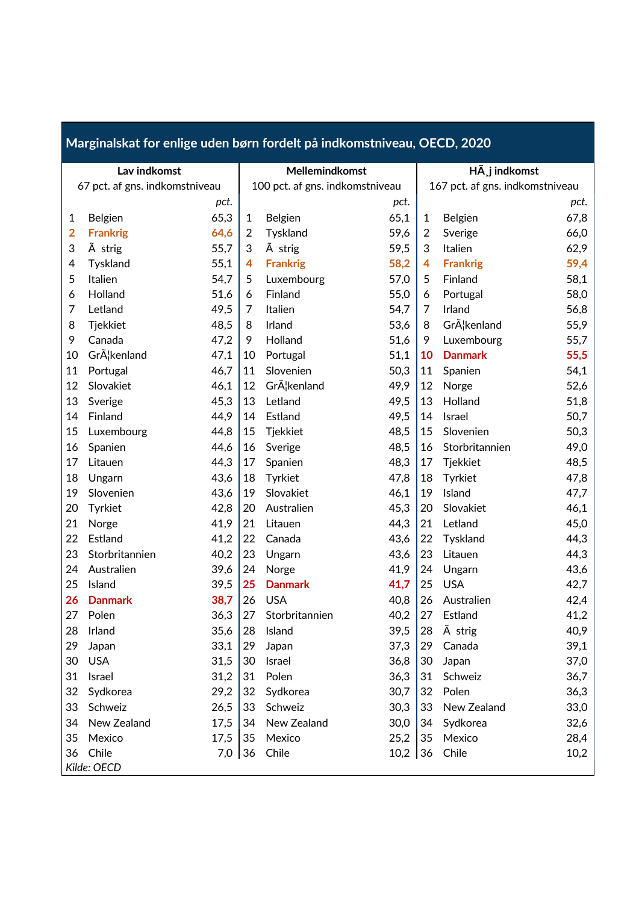## Marginalskat for enlige uden børn fordelt på indkomstniveau, OECD, 2020

| Lav indkomst | | | Mellemindkomst | | | HÃ¸j indkomst | | |
|---|---|---|---|---|---|---|---|---|
| 67 pct. af gns. indkomstniveau | | | 100 pct. af gns. indkomstniveau | | | 167 pct. af gns. indkomstniveau | | |
| | | *pct.* | | | *pct.* | | | *pct.* |
| 1 | Belgien | 65,3 | 1 | Belgien | 65,1 | 1 | Belgien | 67,8 |
| 2 | Frankrig | 64,6 | 2 | Tyskland | 59,6 | 2 | Sverige | 66,0 |
| 3 | Ã strig | 55,7 | 3 | Ã strig | 59,5 | 3 | Italien | 62,9 |
| 4 | Tyskland | 55,1 | 4 | Frankrig | 58,2 | 4 | Frankrig | 59,4 |
| 5 | Italien | 54,7 | 5 | Luxembourg | 57,0 | 5 | Finland | 58,1 |
| 6 | Holland | 51,6 | 6 | Finland | 55,0 | 6 | Portugal | 58,0 |
| 7 | Letland | 49,5 | 7 | Italien | 54,7 | 7 | Irland | 56,8 |
| 8 | Tjekkiet | 48,5 | 8 | Irland | 53,6 | 8 | GrÃ¦kenland | 55,9 |
| 9 | Canada | 47,2 | 9 | Holland | 51,6 | 9 | Luxembourg | 55,7 |
| 10 | GrÃ¦kenland | 47,1 | 10 | Portugal | 51,1 | 10 | Danmark | 55,5 |
| 11 | Portugal | 46,7 | 11 | Slovenien | 50,3 | 11 | Spanien | 54,1 |
| 12 | Slovakiet | 46,1 | 12 | GrÃ¦kenland | 49,9 | 12 | Norge | 52,6 |
| 13 | Sverige | 45,3 | 13 | Letland | 49,5 | 13 | Holland | 51,8 |
| 14 | Finland | 44,9 | 14 | Estland | 49,5 | 14 | Israel | 50,7 |
| 15 | Luxembourg | 44,8 | 15 | Tjekkiet | 48,5 | 15 | Slovenien | 50,3 |
| 16 | Spanien | 44,6 | 16 | Sverige | 48,5 | 16 | Storbritannien | 49,0 |
| 17 | Litauen | 44,3 | 17 | Spanien | 48,3 | 17 | Tjekkiet | 48,5 |
| 18 | Ungarn | 43,6 | 18 | Tyrkiet | 47,8 | 18 | Tyrkiet | 47,8 |
| 19 | Slovenien | 43,6 | 19 | Slovakiet | 46,1 | 19 | Island | 47,7 |
| 20 | Tyrkiet | 42,8 | 20 | Australien | 45,3 | 20 | Slovakiet | 46,1 |
| 21 | Norge | 41,9 | 21 | Litauen | 44,3 | 21 | Letland | 45,0 |
| 22 | Estland | 41,2 | 22 | Canada | 43,6 | 22 | Tyskland | 44,3 |
| 23 | Storbritannien | 40,2 | 23 | Ungarn | 43,6 | 23 | Litauen | 44,3 |
| 24 | Australien | 39,6 | 24 | Norge | 41,9 | 24 | Ungarn | 43,6 |
| 25 | Island | 39,5 | 25 | Danmark | 41,7 | 25 | USA | 42,7 |
| 26 | Danmark | 38,7 | 26 | USA | 40,8 | 26 | Australien | 42,4 |
| 27 | Polen | 36,3 | 27 | Storbritannien | 40,2 | 27 | Estland | 41,2 |
| 28 | Irland | 35,6 | 28 | Island | 39,5 | 28 | Ã strig | 40,9 |
| 29 | Japan | 33,1 | 29 | Japan | 37,3 | 29 | Canada | 39,1 |
| 30 | USA | 31,5 | 30 | Israel | 36,8 | 30 | Japan | 37,0 |
| 31 | Israel | 31,2 | 31 | Polen | 36,3 | 31 | Schweiz | 36,7 |
| 32 | Sydkorea | 29,2 | 32 | Sydkorea | 30,7 | 32 | Polen | 36,3 |
| 33 | Schweiz | 26,5 | 33 | Schweiz | 30,3 | 33 | New Zealand | 33,0 |
| 34 | New Zealand | 17,5 | 34 | New Zealand | 30,0 | 34 | Sydkorea | 32,6 |
| 35 | Mexico | 17,5 | 35 | Mexico | 25,2 | 35 | Mexico | 28,4 |
| 36 | Chile | 7,0 | 36 | Chile | 10,2 | 36 | Chile | 10,2 |

*Kilde: OECD*